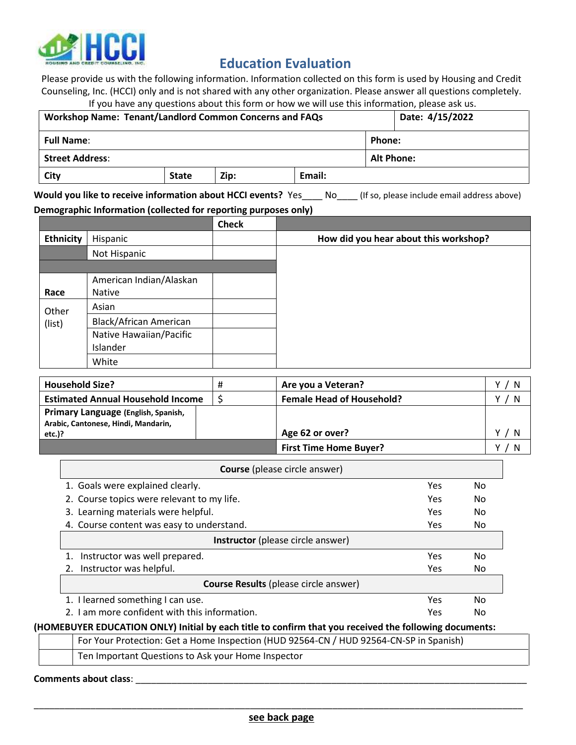HCCI
HOUSING AND CREDIT COUNSELING, INC.

# Education Evaluation

Please provide us with the following information. Information collected on this form is used by Housing and Credit Counseling, Inc. (HCCI) only and is not shared with any other organization. Please answer all questions completely. If you have any questions about this form or how we will use this information, please ask us.

| | | | | |
|---|---|---|---|---|
| **Workshop Name: Tenant/Landlord Common Concerns and FAQs** | | | | **Date: 4/15/2022** |
| **Full Name**: | | | | **Phone:** |
| **Street Address**: | | | | **Alt Phone:** |
| **City** | **State** | **Zip:** | **Email:** | |

**Would you like to receive information about HCCI events?** Yes____ No____ (If so, please include email address above)

**Demographic Information (collected for reporting purposes only)**

| | | Check | |
|---|---|---|---|
| **Ethnicity** | Hispanic | | **How did you hear about this workshop?** |
| | Not Hispanic | | |
| | | | |
| **Race** | American Indian/Alaskan Native | | |
| Other (list) | Asian | | |
| | Black/African American | | |
| | Native Hawaiian/Pacific Islander | | |
| | White | | |

| | | | |
|---|---|---|---|
| **Household Size?** | # | **Are you a Veteran?** | Y / N |
| **Estimated Annual Household Income** | $ | **Female Head of Household?** | Y / N |
| **Primary Language** (English, Spanish, Arabic, Cantonese, Hindi, Mandarin, etc.)? | | **Age 62 or over?** | Y / N |
| | | **First Time Home Buyer?** | Y / N |

| **Course** (please circle answer) | | |
|---|---|---|
| 1. Goals were explained clearly. | Yes | No |
| 2. Course topics were relevant to my life. | Yes | No |
| 3. Learning materials were helpful. | Yes | No |
| 4. Course content was easy to understand. | Yes | No |
| **Instructor** (please circle answer) | | |
| 1. Instructor was well prepared. | Yes | No |
| 2. Instructor was helpful. | Yes | No |
| **Course Results** (please circle answer) | | |
| 1. I learned something I can use. | Yes | No |
| 2. I am more confident with this information. | Yes | No |

**(HOMEBUYER EDUCATION ONLY) Initial by each title to confirm that you received the following documents:**

| | |
|---|---|
| | For Your Protection: Get a Home Inspection (HUD 92564-CN / HUD 92564-CN-SP in Spanish) |
| | Ten Important Questions to Ask your Home Inspector |

**Comments about class**: ____________________________________________________________________________

______________________________________________________________________________________________

**see back page**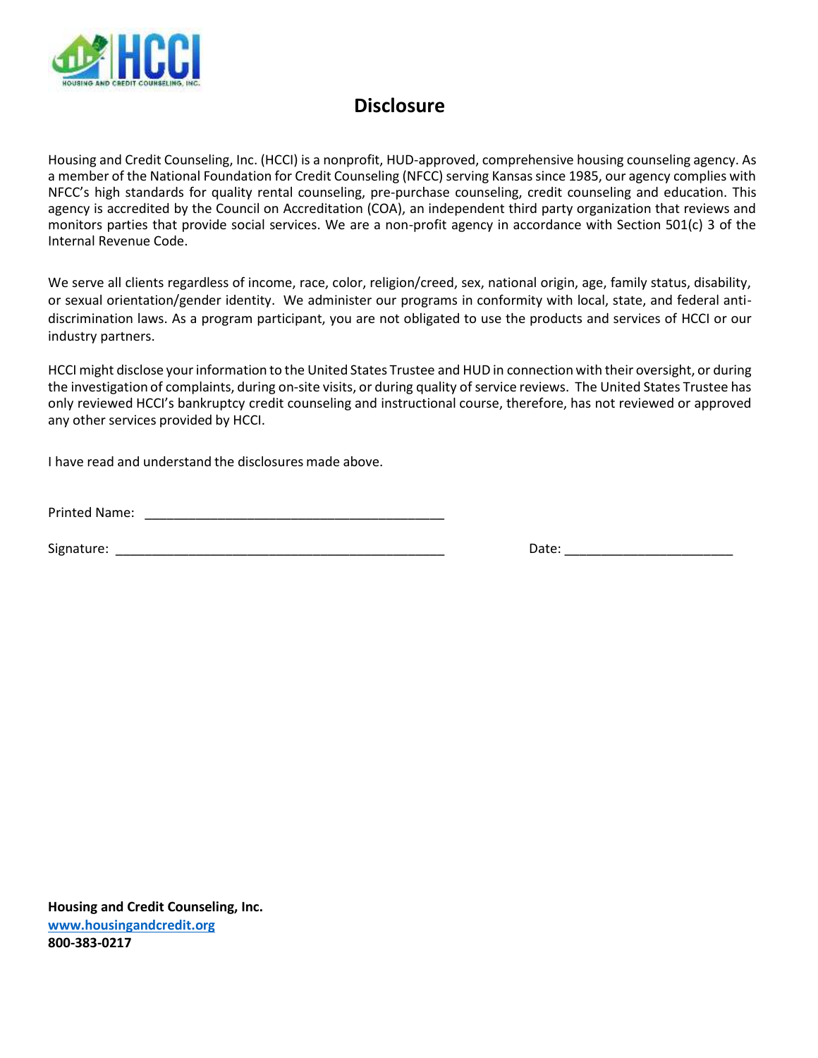# Disclosure

Housing and Credit Counseling, Inc. (HCCI) is a nonprofit, HUD-approved, comprehensive housing counseling agency. As a member of the National Foundation for Credit Counseling (NFCC) serving Kansas since 1985, our agency complies with NFCC's high standards for quality rental counseling, pre-purchase counseling, credit counseling and education. This agency is accredited by the Council on Accreditation (COA), an independent third party organization that reviews and monitors parties that provide social services. We are a non-profit agency in accordance with Section 501(c) 3 of the Internal Revenue Code.

We serve all clients regardless of income, race, color, religion/creed, sex, national origin, age, family status, disability, or sexual orientation/gender identity. We administer our programs in conformity with local, state, and federal anti-discrimination laws. As a program participant, you are not obligated to use the products and services of HCCI or our industry partners.

HCCI might disclose your information to the United States Trustee and HUD in connection with their oversight, or during the investigation of complaints, during on-site visits, or during quality of service reviews. The United States Trustee has only reviewed HCCI's bankruptcy credit counseling and instructional course, therefore, has not reviewed or approved any other services provided by HCCI.

I have read and understand the disclosures made above.

Printed Name: ________________________________________

Signature: ____________________________________________ Date: ______________________

**Housing and Credit Counseling, Inc.**
**www.housingandcredit.org**
**800-383-0217**